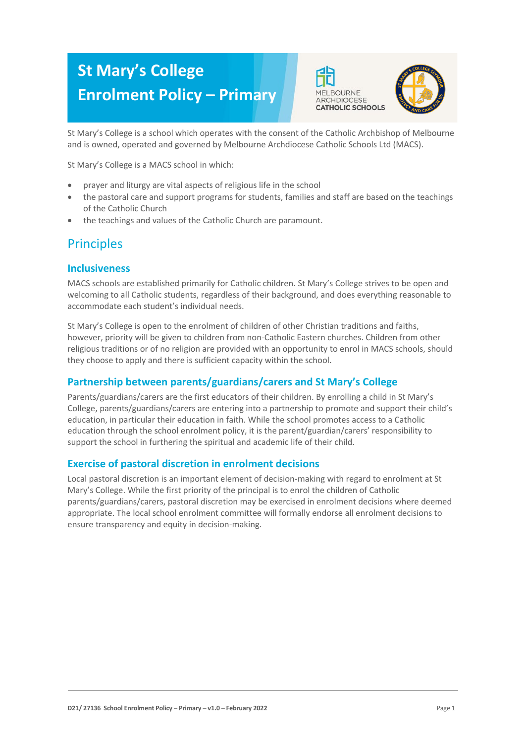# St Mary's College Enrolment Policy – Primary

MELBOURNE ARCHDIOCESE CATHOLIC SCHOOLS

St Mary's College is a school which operates with the consent of the Catholic Archbishop of Melbourne and is owned, operated and governed by Melbourne Archdiocese Catholic Schools Ltd (MACS).

St Mary's College is a MACS school in which:

- prayer and liturgy are vital aspects of religious life in the school
- the pastoral care and support programs for students, families and staff are based on the teachings of the Catholic Church
- the teachings and values of the Catholic Church are paramount.

## Principles

### Inclusiveness

MACS schools are established primarily for Catholic children. St Mary's College strives to be open and welcoming to all Catholic students, regardless of their background, and does everything reasonable to accommodate each student's individual needs.

St Mary's College is open to the enrolment of children of other Christian traditions and faiths, however, priority will be given to children from non-Catholic Eastern churches. Children from other religious traditions or of no religion are provided with an opportunity to enrol in MACS schools, should they choose to apply and there is sufficient capacity within the school.

### Partnership between parents/guardians/carers and St Mary's College

Parents/guardians/carers are the first educators of their children. By enrolling a child in St Mary's College, parents/guardians/carers are entering into a partnership to promote and support their child's education, in particular their education in faith. While the school promotes access to a Catholic education through the school enrolment policy, it is the parent/guardian/carers' responsibility to support the school in furthering the spiritual and academic life of their child.

### Exercise of pastoral discretion in enrolment decisions

Local pastoral discretion is an important element of decision-making with regard to enrolment at St Mary's College. While the first priority of the principal is to enrol the children of Catholic parents/guardians/carers, pastoral discretion may be exercised in enrolment decisions where deemed appropriate. The local school enrolment committee will formally endorse all enrolment decisions to ensure transparency and equity in decision-making.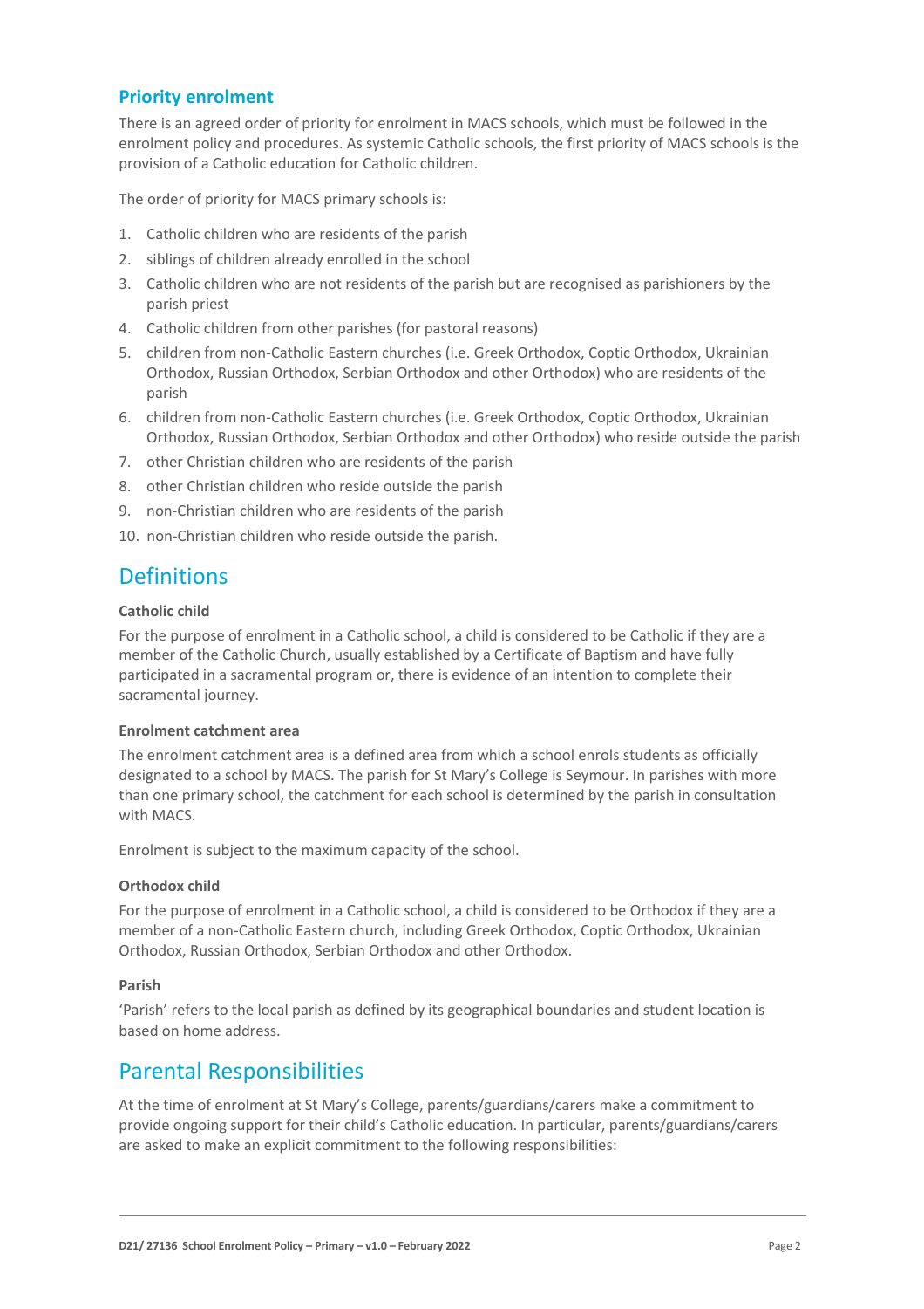### Priority enrolment

There is an agreed order of priority for enrolment in MACS schools, which must be followed in the enrolment policy and procedures. As systemic Catholic schools, the first priority of MACS schools is the provision of a Catholic education for Catholic children.

The order of priority for MACS primary schools is:

1. Catholic children who are residents of the parish
2. siblings of children already enrolled in the school
3. Catholic children who are not residents of the parish but are recognised as parishioners by the parish priest
4. Catholic children from other parishes (for pastoral reasons)
5. children from non-Catholic Eastern churches (i.e. Greek Orthodox, Coptic Orthodox, Ukrainian Orthodox, Russian Orthodox, Serbian Orthodox and other Orthodox) who are residents of the parish
6. children from non-Catholic Eastern churches (i.e. Greek Orthodox, Coptic Orthodox, Ukrainian Orthodox, Russian Orthodox, Serbian Orthodox and other Orthodox) who reside outside the parish
7. other Christian children who are residents of the parish
8. other Christian children who reside outside the parish
9. non-Christian children who are residents of the parish
10. non-Christian children who reside outside the parish.

## Definitions

**Catholic child**

For the purpose of enrolment in a Catholic school, a child is considered to be Catholic if they are a member of the Catholic Church, usually established by a Certificate of Baptism and have fully participated in a sacramental program or, there is evidence of an intention to complete their sacramental journey.

**Enrolment catchment area**

The enrolment catchment area is a defined area from which a school enrols students as officially designated to a school by MACS. The parish for St Mary's College is Seymour. In parishes with more than one primary school, the catchment for each school is determined by the parish in consultation with MACS.

Enrolment is subject to the maximum capacity of the school.

**Orthodox child**

For the purpose of enrolment in a Catholic school, a child is considered to be Orthodox if they are a member of a non-Catholic Eastern church, including Greek Orthodox, Coptic Orthodox, Ukrainian Orthodox, Russian Orthodox, Serbian Orthodox and other Orthodox.

**Parish**

'Parish' refers to the local parish as defined by its geographical boundaries and student location is based on home address.

## Parental Responsibilities

At the time of enrolment at St Mary's College, parents/guardians/carers make a commitment to provide ongoing support for their child's Catholic education. In particular, parents/guardians/carers are asked to make an explicit commitment to the following responsibilities: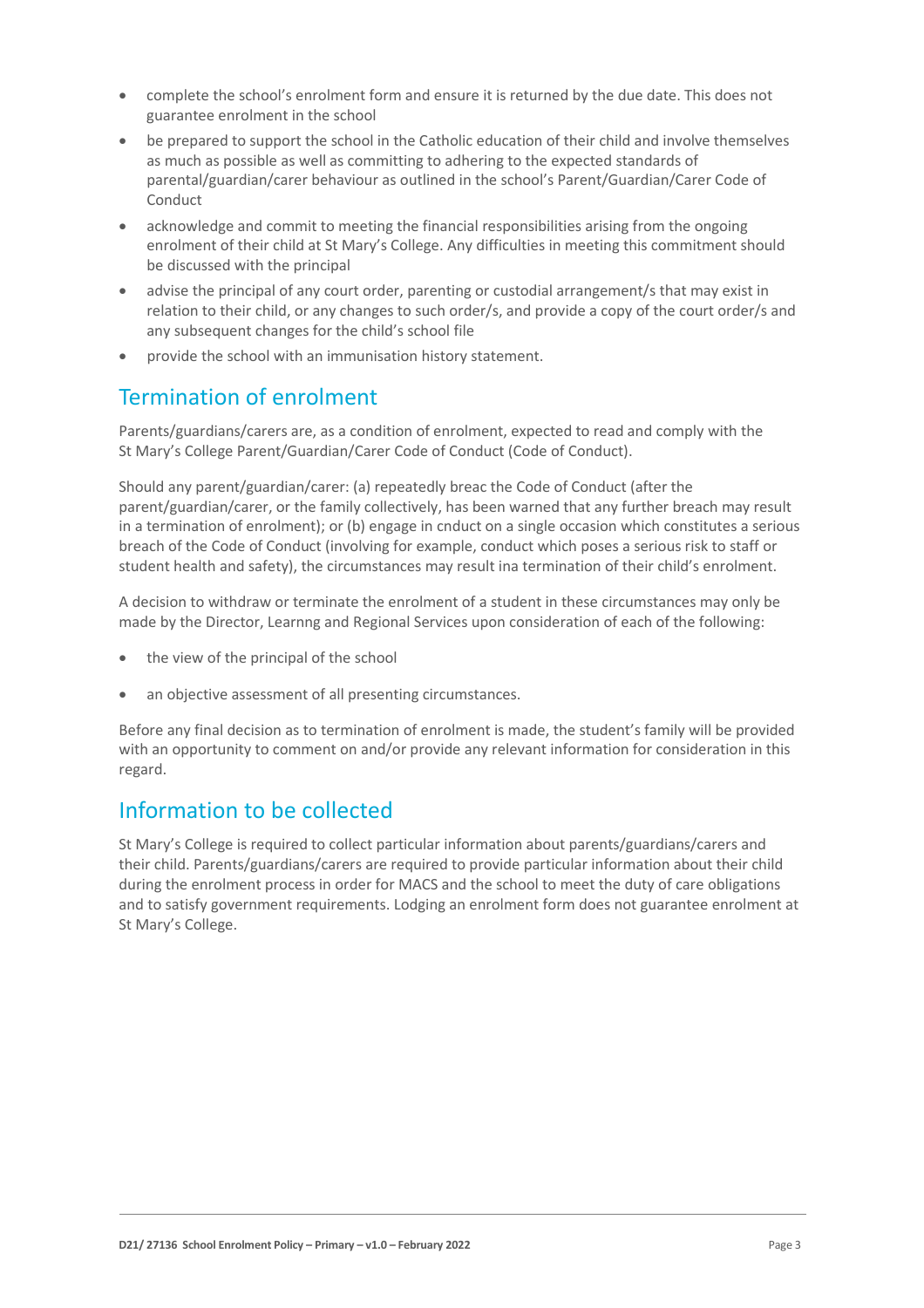- complete the school's enrolment form and ensure it is returned by the due date. This does not guarantee enrolment in the school
- be prepared to support the school in the Catholic education of their child and involve themselves as much as possible as well as committing to adhering to the expected standards of parental/guardian/carer behaviour as outlined in the school's Parent/Guardian/Carer Code of Conduct
- acknowledge and commit to meeting the financial responsibilities arising from the ongoing enrolment of their child at St Mary's College. Any difficulties in meeting this commitment should be discussed with the principal
- advise the principal of any court order, parenting or custodial arrangement/s that may exist in relation to their child, or any changes to such order/s, and provide a copy of the court order/s and any subsequent changes for the child's school file
- provide the school with an immunisation history statement.

## Termination of enrolment

Parents/guardians/carers are, as a condition of enrolment, expected to read and comply with the St Mary's College Parent/Guardian/Carer Code of Conduct (Code of Conduct).

Should any parent/guardian/carer: (a) repeatedly breac the Code of Conduct (after the parent/guardian/carer, or the family collectively, has been warned that any further breach may result in a termination of enrolment); or (b) engage in cnduct on a single occasion which constitutes a serious breach of the Code of Conduct (involving for example, conduct which poses a serious risk to staff or student health and safety), the circumstances may result ina termination of their child's enrolment.

A decision to withdraw or terminate the enrolment of a student in these circumstances may only be made by the Director, Learnng and Regional Services upon consideration of each of the following:

- the view of the principal of the school
- an objective assessment of all presenting circumstances.

Before any final decision as to termination of enrolment is made, the student's family will be provided with an opportunity to comment on and/or provide any relevant information for consideration in this regard.

## Information to be collected

St Mary's College is required to collect particular information about parents/guardians/carers and their child. Parents/guardians/carers are required to provide particular information about their child during the enrolment process in order for MACS and the school to meet the duty of care obligations and to satisfy government requirements. Lodging an enrolment form does not guarantee enrolment at St Mary's College.